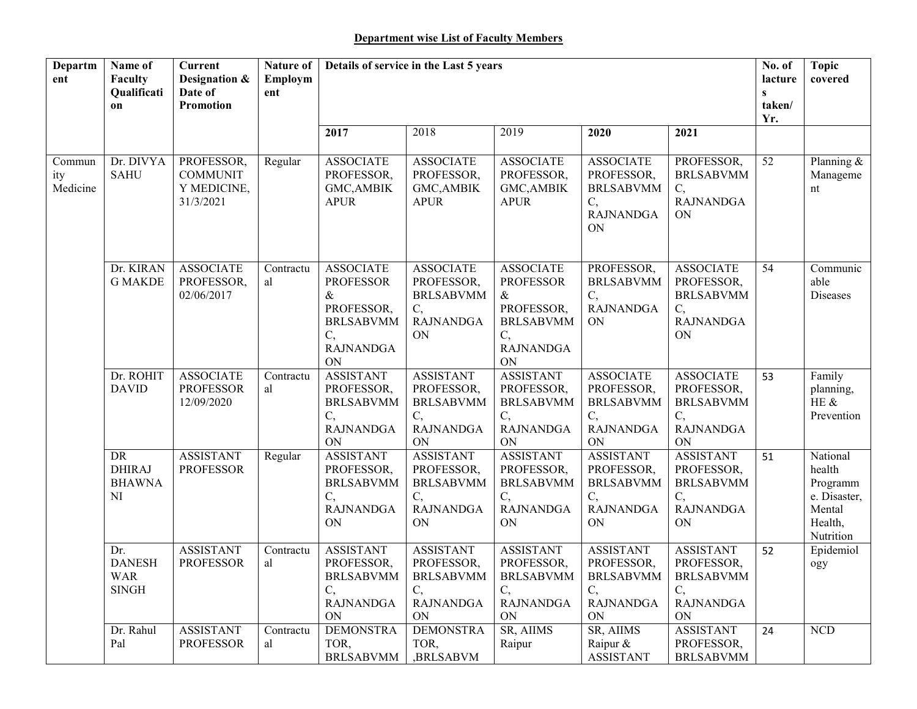**Department wise List of Faculty Members**

| Department | Name of Faculty Qualification | Current Designation & Date of Promotion | Nature of Employment | Details of service in the Last 5 years | | | | | No. of lactures taken/ Yr. | Topic covered |
|---|---|---|---|---|---|---|---|---|---|---|
| | | | | 2017 | 2018 | 2019 | 2020 | 2021 | | |
| Community Medicine | Dr. DIVYA SAHU | PROFESSOR, COMMUNITY MEDICINE, 31/3/2021 | Regular | ASSOCIATE PROFESSOR, GMC,AMBIKAPUR | ASSOCIATE PROFESSOR, GMC,AMBIKAPUR | ASSOCIATE PROFESSOR, GMC,AMBIKAPUR | ASSOCIATE PROFESSOR, BRLSABVMMC, RAJNANDGAON | PROFESSOR, BRLSABVMMC, RAJNANDGAON | 52 | Planning & Management |
| | Dr. KIRAN G MAKDE | ASSOCIATE PROFESSOR, 02/06/2017 | Contractual | ASSOCIATE PROFESSOR & PROFESSOR, BRLSABVMMC, RAJNANDGAON | ASSOCIATE PROFESSOR, BRLSABVMMC, RAJNANDGAON | ASSOCIATE PROFESSOR & PROFESSOR, BRLSABVMMC, RAJNANDGAON | PROFESSOR, BRLSABVMMC, RAJNANDGAON | ASSOCIATE PROFESSOR, BRLSABVMMC, RAJNANDGAON | 54 | Communicable Diseases |
| | Dr. ROHIT DAVID | ASSOCIATE PROFESSOR 12/09/2020 | Contractual | ASSISTANT PROFESSOR, BRLSABVMMC, RAJNANDGAON | ASSISTANT PROFESSOR, BRLSABVMMC, RAJNANDGAON | ASSISTANT PROFESSOR, BRLSABVMMC, RAJNANDGAON | ASSOCIATE PROFESSOR, BRLSABVMMC, RAJNANDGAON | ASSOCIATE PROFESSOR, BRLSABVMMC, RAJNANDGAON | 53 | Family planning, HE & Prevention |
| | DR DHIRAJ BHAWNANI | ASSISTANT PROFESSOR | Regular | ASSISTANT PROFESSOR, BRLSABVMMC, RAJNANDGAON | ASSISTANT PROFESSOR, BRLSABVMMC, RAJNANDGAON | ASSISTANT PROFESSOR, BRLSABVMMC, RAJNANDGAON | ASSISTANT PROFESSOR, BRLSABVMMC, RAJNANDGAON | ASSISTANT PROFESSOR, BRLSABVMMC, RAJNANDGAON | 51 | National health Programme. Disaster, Mental Health, Nutrition |
| | Dr. DANESHWAR SINGH | ASSISTANT PROFESSOR | Contractual | ASSISTANT PROFESSOR, BRLSABVMMC, RAJNANDGAON | ASSISTANT PROFESSOR, BRLSABVMMC, RAJNANDGAON | ASSISTANT PROFESSOR, BRLSABVMMC, RAJNANDGAON | ASSISTANT PROFESSOR, BRLSABVMMC, RAJNANDGAON | ASSISTANT PROFESSOR, BRLSABVMMC, RAJNANDGAON | 52 | Epidemiology |
| | Dr. Rahul Pal | ASSISTANT PROFESSOR | Contractual | DEMONSTRATOR, BRLSABVMM | DEMONSTRATOR, ,BRLSABVM | SR, AIIMS Raipur | SR, AIIMS Raipur & ASSISTANT | ASSISTANT PROFESSOR, BRLSABVMM | 24 | NCD |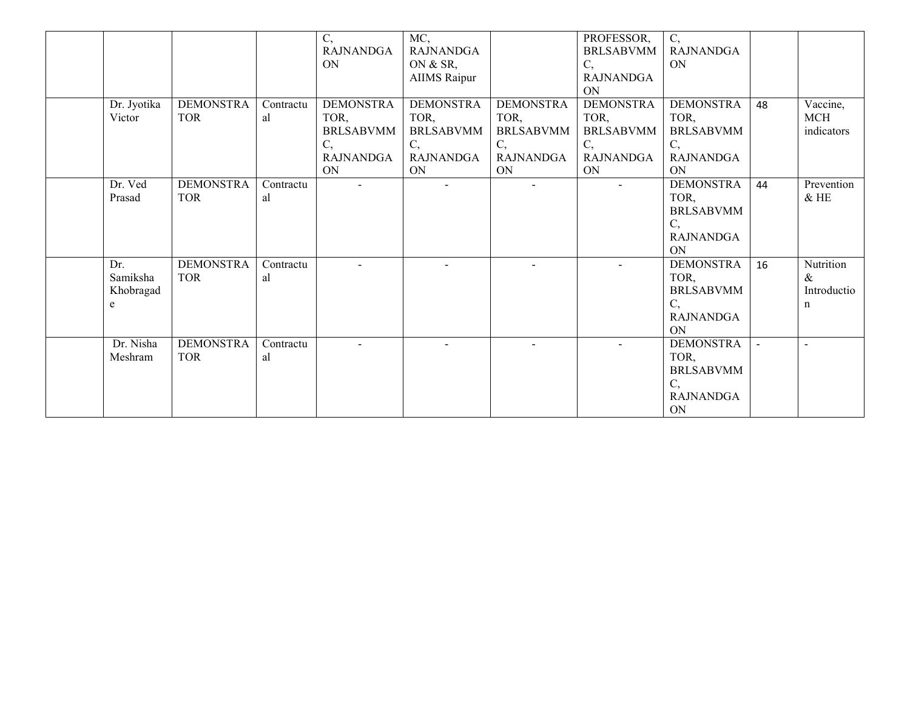| | | | | | | | | | | |
|---|---|---|---|---|---|---|---|---|---|---|
| | | | C, RAJNANDGAON | MC, RAJNANDGAON & SR, AIIMS Raipur | | PROFESSOR, BRLSABVMMC, RAJNANDGAON | C, RAJNANDGAON | | |
| | Dr. Jyotika Victor | DEMONSTRATOR | Contractual | DEMONSTRATOR, BRLSABVMMC, RAJNANDGAON | DEMONSTRATOR, BRLSABVMMC, RAJNANDGAON | DEMONSTRATOR, BRLSABVMMC, RAJNANDGAON | DEMONSTRATOR, BRLSABVMMC, RAJNANDGAON | DEMONSTRATOR, BRLSABVMMC, RAJNANDGAON | 48 | Vaccine, MCH indicators |
| | Dr. Ved Prasad | DEMONSTRATOR | Contractual | - | - | - | - | DEMONSTRATOR, BRLSABVMMC, RAJNANDGAON | 44 | Prevention & HE |
| | Dr. Samiksha Khobragade | DEMONSTRATOR | Contractual | - | - | - | - | DEMONSTRATOR, BRLSABVMMC, RAJNANDGAON | 16 | Nutrition & Introduction |
| | Dr. Nisha Meshram | DEMONSTRATOR | Contractual | - | - | - | - | DEMONSTRATOR, BRLSABVMMC, RAJNANDGAON | - | - |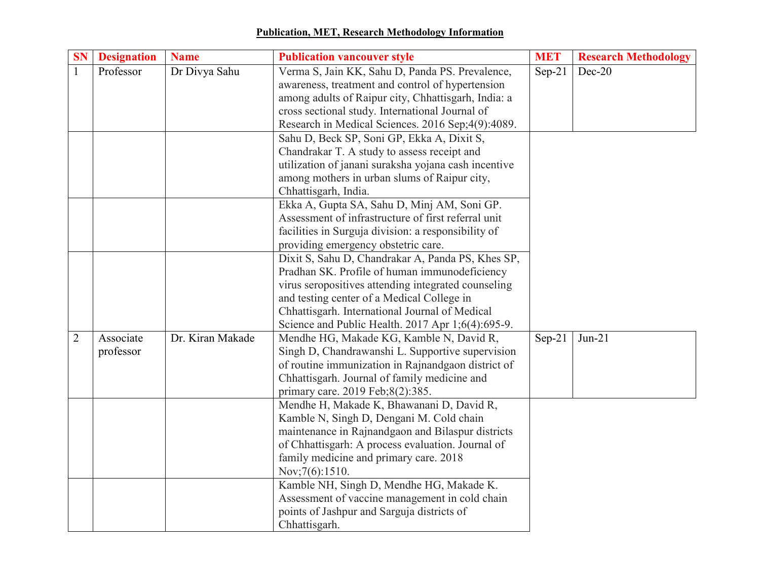**Publication, MET, Research Methodology Information**

| SN | Designation | Name | Publication vancouver style | MET | Research Methodology |
|---|---|---|---|---|---|
| 1 | Professor | Dr Divya Sahu | Verma S, Jain KK, Sahu D, Panda PS. Prevalence, awareness, treatment and control of hypertension among adults of Raipur city, Chhattisgarh, India: a cross sectional study. International Journal of Research in Medical Sciences. 2016 Sep;4(9):4089. | Sep-21 | Dec-20 |
| | | | Sahu D, Beck SP, Soni GP, Ekka A, Dixit S, Chandrakar T. A study to assess receipt and utilization of janani suraksha yojana cash incentive among mothers in urban slums of Raipur city, Chhattisgarh, India. | | |
| | | | Ekka A, Gupta SA, Sahu D, Minj AM, Soni GP. Assessment of infrastructure of first referral unit facilities in Surguja division: a responsibility of providing emergency obstetric care. | | |
| | | | Dixit S, Sahu D, Chandrakar A, Panda PS, Khes SP, Pradhan SK. Profile of human immunodeficiency virus seropositives attending integrated counseling and testing center of a Medical College in Chhattisgarh. International Journal of Medical Science and Public Health. 2017 Apr 1;6(4):695-9. | | |
| 2 | Associate professor | Dr. Kiran Makade | Mendhe HG, Makade KG, Kamble N, David R, Singh D, Chandrawanshi L. Supportive supervision of routine immunization in Rajnandgaon district of Chhattisgarh. Journal of family medicine and primary care. 2019 Feb;8(2):385. | Sep-21 | Jun-21 |
| | | | Mendhe H, Makade K, Bhawanani D, David R, Kamble N, Singh D, Dengani M. Cold chain maintenance in Rajnandgaon and Bilaspur districts of Chhattisgarh: A process evaluation. Journal of family medicine and primary care. 2018 Nov;7(6):1510. | | |
| | | | Kamble NH, Singh D, Mendhe HG, Makade K. Assessment of vaccine management in cold chain points of Jashpur and Sarguja districts of Chhattisgarh. | | |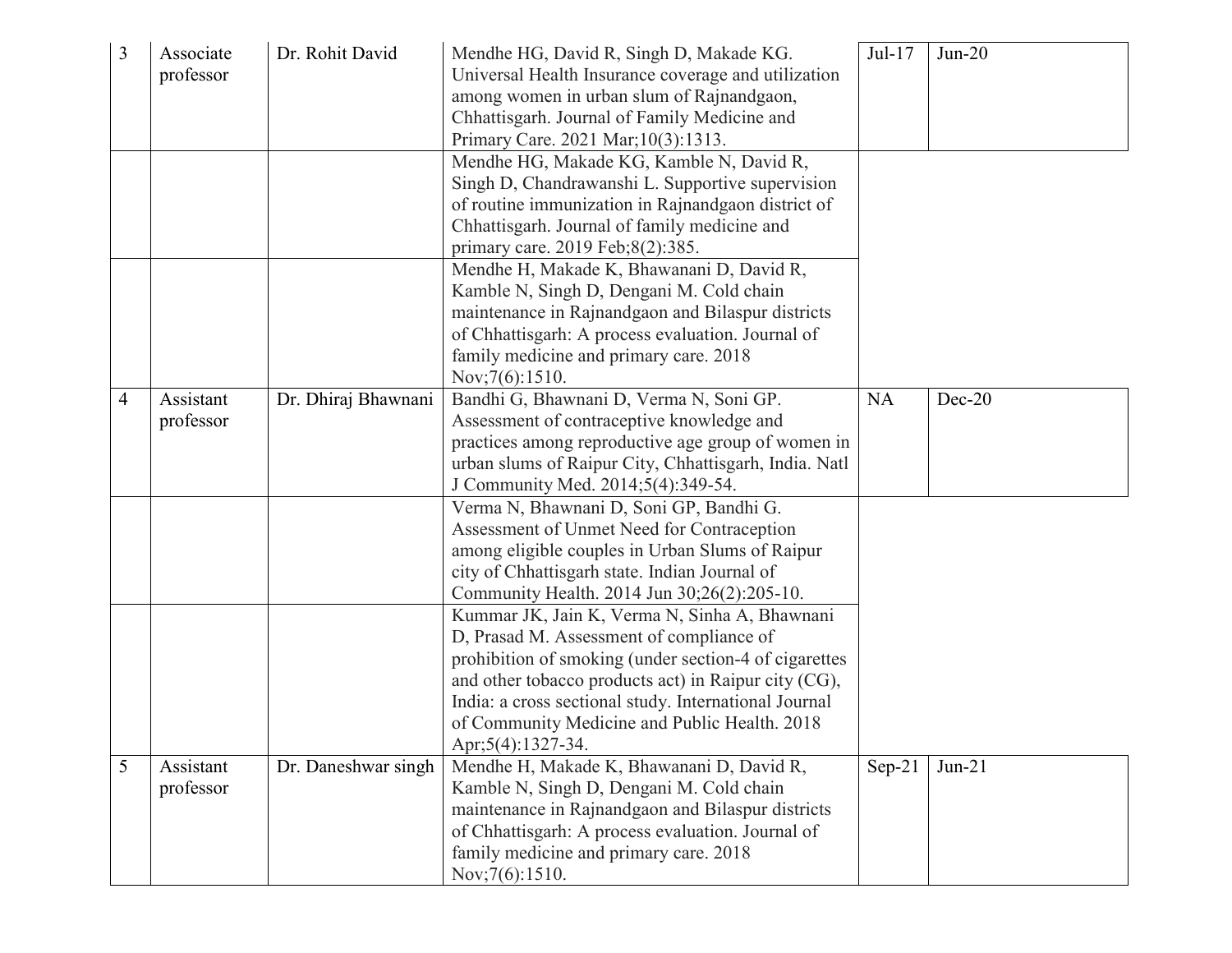| 3 | Associate professor | Dr. Rohit David | Mendhe HG, David R, Singh D, Makade KG. Universal Health Insurance coverage and utilization among women in urban slum of Rajnandgaon, Chhattisgarh. Journal of Family Medicine and Primary Care. 2021 Mar;10(3):1313. | Jul-17 | Jun-20 |
|---|---|---|---|---|---|
| | | | Mendhe HG, Makade KG, Kamble N, David R, Singh D, Chandrawanshi L. Supportive supervision of routine immunization in Rajnandgaon district of Chhattisgarh. Journal of family medicine and primary care. 2019 Feb;8(2):385. | | |
| | | | Mendhe H, Makade K, Bhawanani D, David R, Kamble N, Singh D, Dengani M. Cold chain maintenance in Rajnandgaon and Bilaspur districts of Chhattisgarh: A process evaluation. Journal of family medicine and primary care. 2018 Nov;7(6):1510. | | |
| 4 | Assistant professor | Dr. Dhiraj Bhawnani | Bandhi G, Bhawnani D, Verma N, Soni GP. Assessment of contraceptive knowledge and practices among reproductive age group of women in urban slums of Raipur City, Chhattisgarh, India. Natl J Community Med. 2014;5(4):349-54. | NA | Dec-20 |
| | | | Verma N, Bhawnani D, Soni GP, Bandhi G. Assessment of Unmet Need for Contraception among eligible couples in Urban Slums of Raipur city of Chhattisgarh state. Indian Journal of Community Health. 2014 Jun 30;26(2):205-10. | | |
| | | | Kummar JK, Jain K, Verma N, Sinha A, Bhawnani D, Prasad M. Assessment of compliance of prohibition of smoking (under section-4 of cigarettes and other tobacco products act) in Raipur city (CG), India: a cross sectional study. International Journal of Community Medicine and Public Health. 2018 Apr;5(4):1327-34. | | |
| 5 | Assistant professor | Dr. Daneshwar singh | Mendhe H, Makade K, Bhawanani D, David R, Kamble N, Singh D, Dengani M. Cold chain maintenance in Rajnandgaon and Bilaspur districts of Chhattisgarh: A process evaluation. Journal of family medicine and primary care. 2018 Nov;7(6):1510. | Sep-21 | Jun-21 |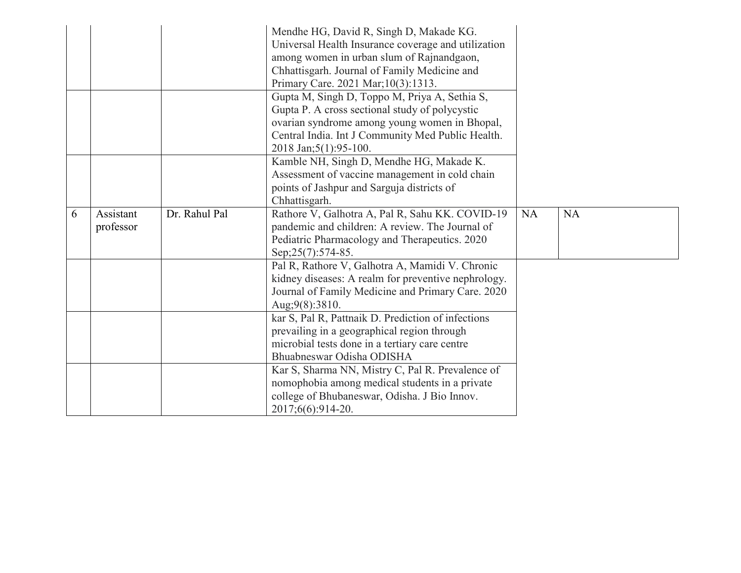| | | | | | |
|---|---|---|---|---|---|
| | | | Mendhe HG, David R, Singh D, Makade KG. Universal Health Insurance coverage and utilization among women in urban slum of Rajnandgaon, Chhattisgarh. Journal of Family Medicine and Primary Care. 2021 Mar;10(3):1313. | | |
| | | | Gupta M, Singh D, Toppo M, Priya A, Sethia S, Gupta P. A cross sectional study of polycystic ovarian syndrome among young women in Bhopal, Central India. Int J Community Med Public Health. 2018 Jan;5(1):95-100. | | |
| | | | Kamble NH, Singh D, Mendhe HG, Makade K. Assessment of vaccine management in cold chain points of Jashpur and Sarguja districts of Chhattisgarh. | | |
| 6 | Assistant professor | Dr. Rahul Pal | Rathore V, Galhotra A, Pal R, Sahu KK. COVID-19 pandemic and children: A review. The Journal of Pediatric Pharmacology and Therapeutics. 2020 Sep;25(7):574-85. | NA | NA |
| | | | Pal R, Rathore V, Galhotra A, Mamidi V. Chronic kidney diseases: A realm for preventive nephrology. Journal of Family Medicine and Primary Care. 2020 Aug;9(8):3810. | | |
| | | | kar S, Pal R, Pattnaik D. Prediction of infections prevailing in a geographical region through microbial tests done in a tertiary care centre Bhuabneswar Odisha ODISHA | | |
| | | | Kar S, Sharma NN, Mistry C, Pal R. Prevalence of nomophobia among medical students in a private college of Bhubaneswar, Odisha. J Bio Innov. 2017;6(6):914-20. | | |